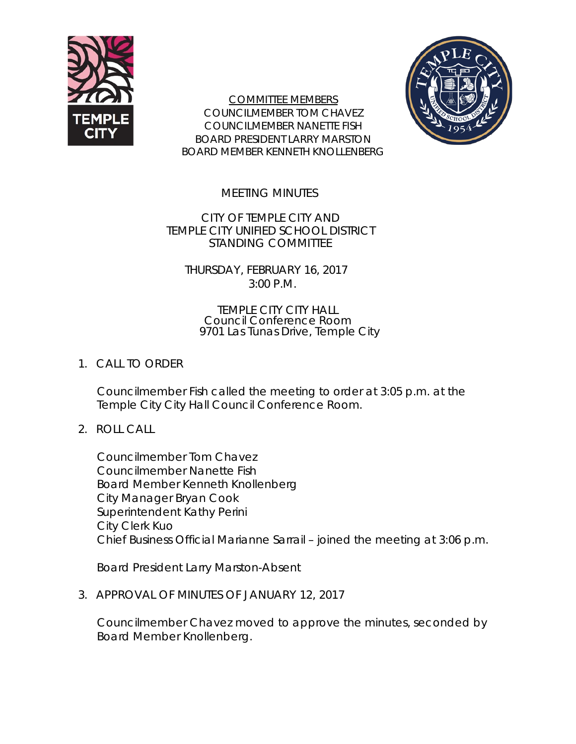COMMITTEE MEMBERS
COUNCILMEMBER TOM CHAVEZ
COUNCILMEMBER NANETTE FISH
BOARD PRESIDENT LARRY MARSTON
BOARD MEMBER KENNETH KNOLLENBERG

# MEETING MINUTES

## CITY OF TEMPLE CITY AND TEMPLE CITY UNIFIED SCHOOL DISTRICT STANDING COMMITTEE

THURSDAY, FEBRUARY 16, 2017
3:00 P.M.

TEMPLE CITY CITY HALL
Council Conference Room
9701 Las Tunas Drive, Temple City

1. CALL TO ORDER

   Councilmember Fish called the meeting to order at 3:05 p.m. at the Temple City City Hall Council Conference Room.

2. ROLL CALL

   Councilmember Tom Chavez
   Councilmember Nanette Fish
   Board Member Kenneth Knollenberg
   City Manager Bryan Cook
   Superintendent Kathy Perini
   City Clerk Kuo
   Chief Business Official Marianne Sarrail – joined the meeting at 3:06 p.m.

   Board President Larry Marston-Absent

3. APPROVAL OF MINUTES OF JANUARY 12, 2017

   Councilmember Chavez moved to approve the minutes, seconded by Board Member Knollenberg.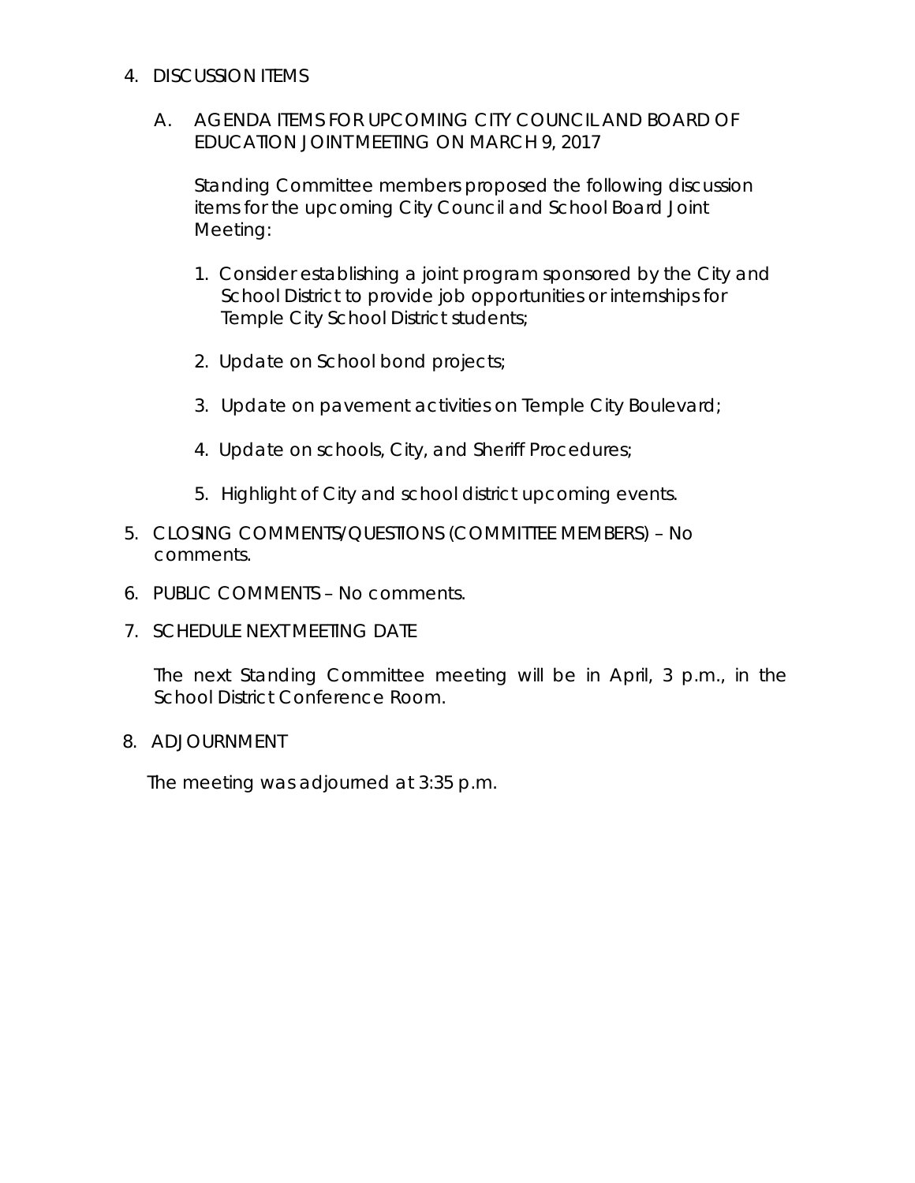4. DISCUSSION ITEMS

   A. AGENDA ITEMS FOR UPCOMING CITY COUNCIL AND BOARD OF EDUCATION JOINT MEETING ON MARCH 9, 2017

      Standing Committee members proposed the following discussion items for the upcoming City Council and School Board Joint Meeting:

      1. Consider establishing a joint program sponsored by the City and School District to provide job opportunities or internships for Temple City School District students;

      2. Update on School bond projects;

      3. Update on pavement activities on Temple City Boulevard;

      4. Update on schools, City, and Sheriff Procedures;

      5. Highlight of City and school district upcoming events.

5. CLOSING COMMENTS/QUESTIONS (COMMITTEE MEMBERS) – No comments.

6. PUBLIC COMMENTS – No comments.

7. SCHEDULE NEXT MEETING DATE

   The next Standing Committee meeting will be in April, 3 p.m., in the School District Conference Room.

8. ADJOURNMENT

   The meeting was adjourned at 3:35 p.m.